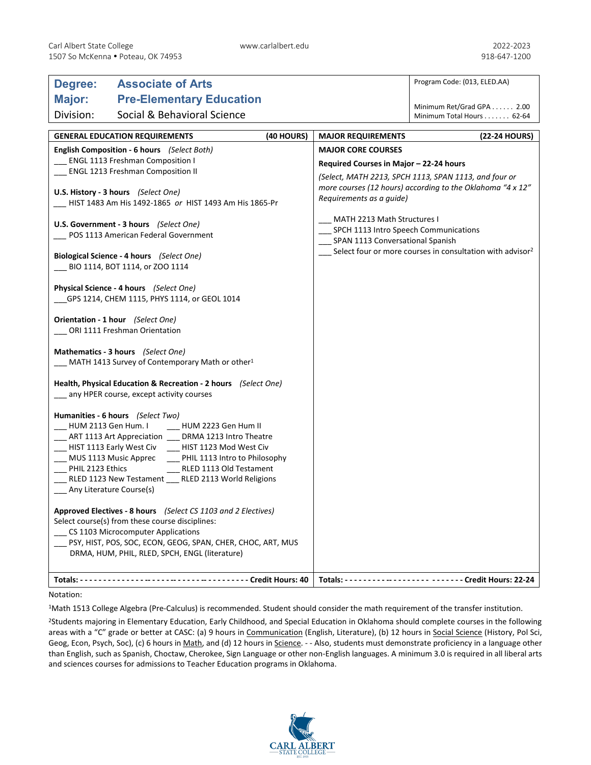Carl Albert State College
1507 So McKenna • Poteau, OK 74953

www.carlalbert.edu

2022-2023
918-647-1200

| **Degree:** | **Associate of Arts** | Program Code: (013, ELED.AA) |
|---|---|---|
| **Major:** | **Pre-Elementary Education** | Minimum Ret/Grad GPA . . . . . . 2.00 |
| Division: | Social & Behavioral Science | Minimum Total Hours . . . . . . . 62-64 |

## GENERAL EDUCATION REQUIREMENTS (40 HOURS)

**English Composition - 6 hours** *(Select Both)*
___ ENGL 1113 Freshman Composition I
___ ENGL 1213 Freshman Composition II

**U.S. History - 3 hours** *(Select One)*
___ HIST 1483 Am His 1492-1865 *or* HIST 1493 Am His 1865-Pr

**U.S. Government - 3 hours** *(Select One)*
___ POS 1113 American Federal Government

**Biological Science - 4 hours** *(Select One)*
___ BIO 1114, BOT 1114, or ZOO 1114

**Physical Science - 4 hours** *(Select One)*
___GPS 1214, CHEM 1115, PHYS 1114, or GEOL 1014

**Orientation - 1 hour** *(Select One)*
___ ORI 1111 Freshman Orientation

**Mathematics - 3 hours** *(Select One)*
___ MATH 1413 Survey of Contemporary Math or other[1]

**Health, Physical Education & Recreation - 2 hours** *(Select One)*
___ any HPER course, except activity courses

**Humanities - 6 hours** *(Select Two)*
___ HUM 2113 Gen Hum. I ___ HUM 2223 Gen Hum II
___ ART 1113 Art Appreciation ___ DRMA 1213 Intro Theatre
___ HIST 1113 Early West Civ ___ HIST 1123 Mod West Civ
___ MUS 1113 Music Apprec ___ PHIL 1113 Intro to Philosophy
___ PHIL 2123 Ethics ___ RLED 1113 Old Testament
___ RLED 1123 New Testament ___ RLED 2113 World Religions
___ Any Literature Course(s)

**Approved Electives - 8 hours** *(Select CS 1103 and 2 Electives)*
Select course(s) from these course disciplines:
___ CS 1103 Microcomputer Applications
___ PSY, HIST, POS, SOC, ECON, GEOG, SPAN, CHER, CHOC, ART, MUS DRMA, HUM, PHIL, RLED, SPCH, ENGL (literature)

**Totals: - - - - - - - - - - - - - - - - - - - - - - - - - - - - - - - - - - - - - - - Credit Hours: 40**

## MAJOR REQUIREMENTS (22-24 HOURS)

**MAJOR CORE COURSES**

**Required Courses in Major – 22-24 hours**

*(Select, MATH 2213, SPCH 1113, SPAN 1113, and four or more courses (12 hours) according to the Oklahoma "4 x 12" Requirements as a guide)*

___ MATH 2213 Math Structures I
___ SPCH 1113 Intro Speech Communications
___ SPAN 1113 Conversational Spanish
___ Select four or more courses in consultation with advisor[2]

**Totals: - - - - - - - - - - - - - - - - - - - - - - - - - - - - - Credit Hours: 22-24**

Notation:

[1]Math 1513 College Algebra (Pre-Calculus) is recommended. Student should consider the math requirement of the transfer institution.

[2]Students majoring in Elementary Education, Early Childhood, and Special Education in Oklahoma should complete courses in the following areas with a "C" grade or better at CASC: (a) 9 hours in Communication (English, Literature), (b) 12 hours in Social Science (History, Pol Sci, Geog, Econ, Psych, Soc), (c) 6 hours in Math, and (d) 12 hours in Science. - - Also, students must demonstrate proficiency in a language other than English, such as Spanish, Choctaw, Cherokee, Sign Language or other non-English languages. A minimum 3.0 is required in all liberal arts and sciences courses for admissions to Teacher Education programs in Oklahoma.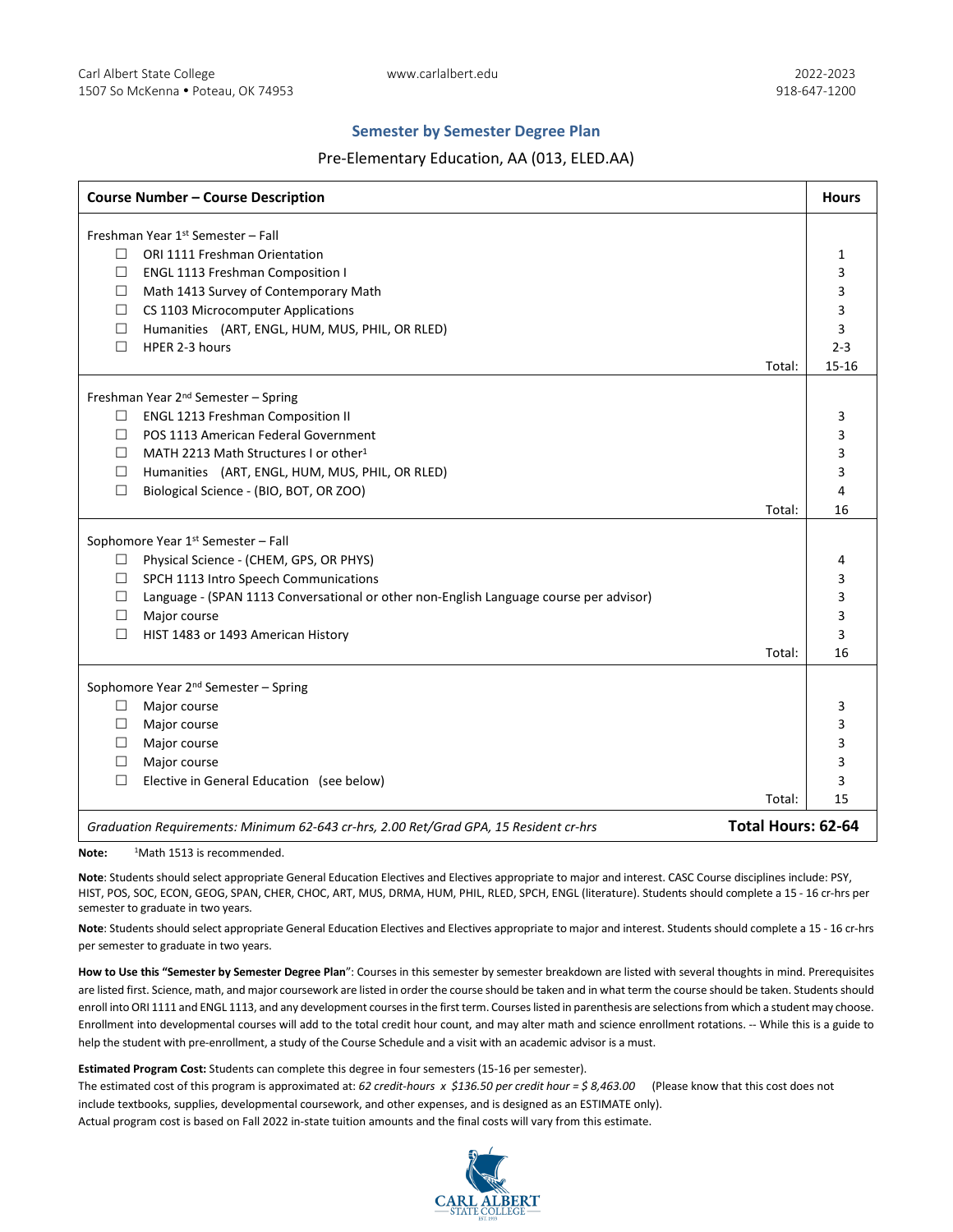Carl Albert State College
1507 So McKenna • Poteau, OK 74953

www.carlalbert.edu

2022-2023
918-647-1200

## Semester by Semester Degree Plan

### Pre-Elementary Education, AA (013, ELED.AA)

| Course Number – Course Description | Hours |
|---|---|
| **Freshman Year 1st Semester – Fall** | |
| ☐ ORI 1111 Freshman Orientation | 1 |
| ☐ ENGL 1113 Freshman Composition I | 3 |
| ☐ Math 1413 Survey of Contemporary Math | 3 |
| ☐ CS 1103 Microcomputer Applications | 3 |
| ☐ Humanities (ART, ENGL, HUM, MUS, PHIL, OR RLED) | 3 |
| ☐ HPER 2-3 hours | 2-3 |
| Total: | 15-16 |
| **Freshman Year 2nd Semester – Spring** | |
| ☐ ENGL 1213 Freshman Composition II | 3 |
| ☐ POS 1113 American Federal Government | 3 |
| ☐ MATH 2213 Math Structures I or other[1] | 3 |
| ☐ Humanities (ART, ENGL, HUM, MUS, PHIL, OR RLED) | 3 |
| ☐ Biological Science - (BIO, BOT, OR ZOO) | 4 |
| Total: | 16 |
| **Sophomore Year 1st Semester – Fall** | |
| ☐ Physical Science - (CHEM, GPS, OR PHYS) | 4 |
| ☐ SPCH 1113 Intro Speech Communications | 3 |
| ☐ Language - (SPAN 1113 Conversational or other non-English Language course per advisor) | 3 |
| ☐ Major course | 3 |
| ☐ HIST 1483 or 1493 American History | 3 |
| Total: | 16 |
| **Sophomore Year 2nd Semester – Spring** | |
| ☐ Major course | 3 |
| ☐ Major course | 3 |
| ☐ Major course | 3 |
| ☐ Major course | 3 |
| ☐ Elective in General Education (see below) | 3 |
| Total: | 15 |
| *Graduation Requirements: Minimum 62-643 cr-hrs, 2.00 Ret/Grad GPA, 15 Resident cr-hrs* | **Total Hours: 62-64** |

**Note:** [1]Math 1513 is recommended.

**Note**: Students should select appropriate General Education Electives and Electives appropriate to major and interest. CASC Course disciplines include: PSY, HIST, POS, SOC, ECON, GEOG, SPAN, CHER, CHOC, ART, MUS, DRMA, HUM, PHIL, RLED, SPCH, ENGL (literature). Students should complete a 15 - 16 cr-hrs per semester to graduate in two years.

**Note**: Students should select appropriate General Education Electives and Electives appropriate to major and interest. Students should complete a 15 - 16 cr-hrs per semester to graduate in two years.

**How to Use this "Semester by Semester Degree Plan"**: Courses in this semester by semester breakdown are listed with several thoughts in mind. Prerequisites are listed first. Science, math, and major coursework are listed in order the course should be taken and in what term the course should be taken. Students should enroll into ORI 1111 and ENGL 1113, and any development courses in the first term. Courses listed in parenthesis are selections from which a student may choose. Enrollment into developmental courses will add to the total credit hour count, and may alter math and science enrollment rotations. -- While this is a guide to help the student with pre-enrollment, a study of the Course Schedule and a visit with an academic advisor is a must.

**Estimated Program Cost:** Students can complete this degree in four semesters (15-16 per semester).
The estimated cost of this program is approximated at: *62 credit-hours x $136.50 per credit hour = $ 8,463.00* (Please know that this cost does not include textbooks, supplies, developmental coursework, and other expenses, and is designed as an ESTIMATE only).
Actual program cost is based on Fall 2022 in-state tuition amounts and the final costs will vary from this estimate.

CARL ALBERT STATE COLLEGE
EST. 1933